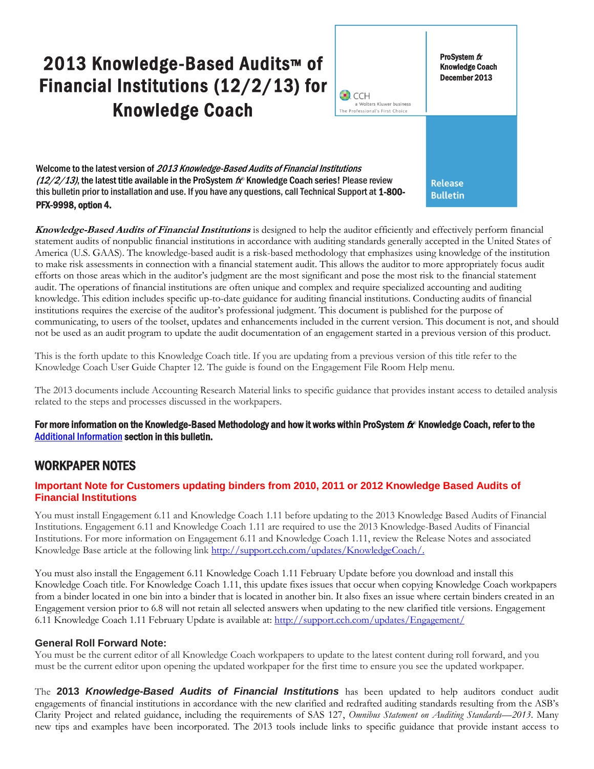# 2013 Knowledge-Based Audits™ of Financial Institutions (12/2/13) for Knowledge Coach

CCH
a Wolters Kluwer business
The Professional's First Choice

**ProSystem *fx* Knowledge Coach December 2013**

**Release Bulletin**

**Welcome to the latest version of *2013 Knowledge-Based Audits of Financial Institutions (12/2/13)*, the latest title available in the ProSystem *fx*® Knowledge Coach series! Please review this bulletin prior to installation and use. If you have any questions, call Technical Support at 1-800-PFX-9998, option 4.**

***Knowledge-Based Audits of Financial Institutions*** is designed to help the auditor efficiently and effectively perform financial statement audits of nonpublic financial institutions in accordance with auditing standards generally accepted in the United States of America (U.S. GAAS). The knowledge-based audit is a risk-based methodology that emphasizes using knowledge of the institution to make risk assessments in connection with a financial statement audit. This allows the auditor to more appropriately focus audit efforts on those areas which in the auditor's judgment are the most significant and pose the most risk to the financial statement audit. The operations of financial institutions are often unique and complex and require specialized accounting and auditing knowledge. This edition includes specific up-to-date guidance for auditing financial institutions. Conducting audits of financial institutions requires the exercise of the auditor's professional judgment. This document is published for the purpose of communicating, to users of the toolset, updates and enhancements included in the current version. This document is not, and should not be used as an audit program to update the audit documentation of an engagement started in a previous version of this product.

This is the forth update to this Knowledge Coach title. If you are updating from a previous version of this title refer to the Knowledge Coach User Guide Chapter 12. The guide is found on the Engagement File Room Help menu.

The 2013 documents include Accounting Research Material links to specific guidance that provides instant access to detailed analysis related to the steps and processes discussed in the workpapers.

**For more information on the Knowledge-Based Methodology and how it works within ProSystem *fx*® Knowledge Coach, refer to the Additional Information section in this bulletin.**

## WORKPAPER NOTES

### Important Note for Customers updating binders from 2010, 2011 or 2012 Knowledge Based Audits of Financial Institutions

You must install Engagement 6.11 and Knowledge Coach 1.11 before updating to the 2013 Knowledge Based Audits of Financial Institutions. Engagement 6.11 and Knowledge Coach 1.11 are required to use the 2013 Knowledge-Based Audits of Financial Institutions. For more information on Engagement 6.11 and Knowledge Coach 1.11, review the Release Notes and associated Knowledge Base article at the following link http://support.cch.com/updates/KnowledgeCoach/.

You must also install the Engagement 6.11 Knowledge Coach 1.11 February Update before you download and install this Knowledge Coach title. For Knowledge Coach 1.11, this update fixes issues that occur when copying Knowledge Coach workpapers from a binder located in one bin into a binder that is located in another bin. It also fixes an issue where certain binders created in an Engagement version prior to 6.8 will not retain all selected answers when updating to the new clarified title versions. Engagement 6.11 Knowledge Coach 1.11 February Update is available at: http://support.cch.com/updates/Engagement/

### General Roll Forward Note:

You must be the current editor of all Knowledge Coach workpapers to update to the latest content during roll forward, and you must be the current editor upon opening the updated workpaper for the first time to ensure you see the updated workpaper.

The **2013 *Knowledge-Based Audits of Financial Institutions*** has been updated to help auditors conduct audit engagements of financial institutions in accordance with the new clarified and redrafted auditing standards resulting from the ASB's Clarity Project and related guidance, including the requirements of SAS 127, *Omnibus Statement on Auditing Standards—2013*. Many new tips and examples have been incorporated. The 2013 tools include links to specific guidance that provide instant access to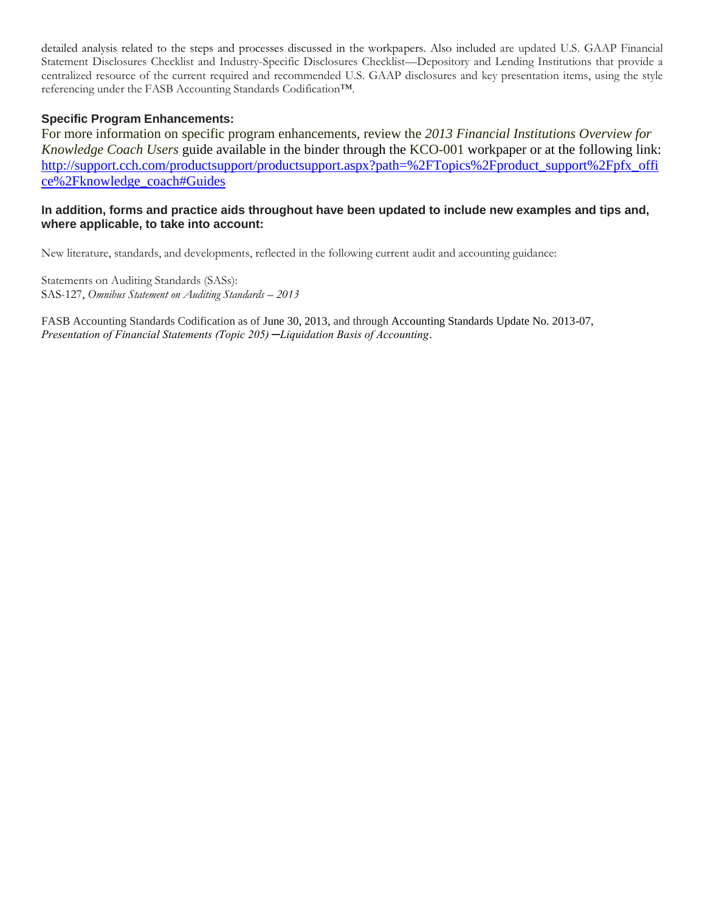detailed analysis related to the steps and processes discussed in the workpapers. Also included are updated U.S. GAAP Financial Statement Disclosures Checklist and Industry-Specific Disclosures Checklist—Depository and Lending Institutions that provide a centralized resource of the current required and recommended U.S. GAAP disclosures and key presentation items, using the style referencing under the FASB Accounting Standards Codification™.

### Specific Program Enhancements:

For more information on specific program enhancements, review the *2013 Financial Institutions Overview for Knowledge Coach Users* guide available in the binder through the KCO-001 workpaper or at the following link: http://support.cch.com/productsupport/productsupport.aspx?path=%2FTopics%2Fproduct_support%2Fpfx_office%2Fknowledge_coach#Guides

### In addition, forms and practice aids throughout have been updated to include new examples and tips and, where applicable, to take into account:

New literature, standards, and developments, reflected in the following current audit and accounting guidance:

Statements on Auditing Standards (SASs):
SAS-127, *Omnibus Statement on Auditing Standards – 2013*

FASB Accounting Standards Codification as of June 30, 2013, and through Accounting Standards Update No. 2013-07, *Presentation of Financial Statements (Topic 205) ─Liquidation Basis of Accounting*.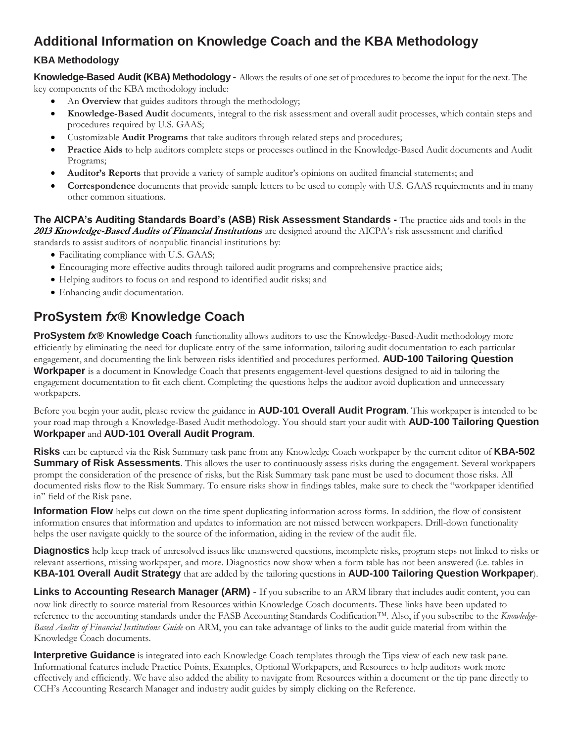# Additional Information on Knowledge Coach and the KBA Methodology

### KBA Methodology

**Knowledge-Based Audit (KBA) Methodology -** Allows the results of one set of procedures to become the input for the next. The key components of the KBA methodology include:

- An **Overview** that guides auditors through the methodology;
- **Knowledge-Based Audit** documents, integral to the risk assessment and overall audit processes, which contain steps and procedures required by U.S. GAAS;
- Customizable **Audit Programs** that take auditors through related steps and procedures;
- **Practice Aids** to help auditors complete steps or processes outlined in the Knowledge-Based Audit documents and Audit Programs;
- **Auditor's Reports** that provide a variety of sample auditor's opinions on audited financial statements; and
- **Correspondence** documents that provide sample letters to be used to comply with U.S. GAAS requirements and in many other common situations.

**The AICPA's Auditing Standards Board's (ASB) Risk Assessment Standards -** The practice aids and tools in the ***2013 Knowledge-Based Audits of Financial Institutions*** are designed around the AICPA's risk assessment and clarified standards to assist auditors of nonpublic financial institutions by:

- Facilitating compliance with U.S. GAAS;
- Encouraging more effective audits through tailored audit programs and comprehensive practice aids;
- Helping auditors to focus on and respond to identified audit risks; and
- Enhancing audit documentation.

## ProSystem *fx*® Knowledge Coach

**ProSystem *fx*® Knowledge Coach** functionality allows auditors to use the Knowledge-Based-Audit methodology more efficiently by eliminating the need for duplicate entry of the same information, tailoring audit documentation to each particular engagement, and documenting the link between risks identified and procedures performed. **AUD-100 Tailoring Question Workpaper** is a document in Knowledge Coach that presents engagement-level questions designed to aid in tailoring the engagement documentation to fit each client. Completing the questions helps the auditor avoid duplication and unnecessary workpapers.

Before you begin your audit, please review the guidance in **AUD-101 Overall Audit Program**. This workpaper is intended to be your road map through a Knowledge-Based Audit methodology. You should start your audit with **AUD-100 Tailoring Question Workpaper** and **AUD-101 Overall Audit Program**.

**Risks** can be captured via the Risk Summary task pane from any Knowledge Coach workpaper by the current editor of **KBA-502 Summary of Risk Assessments**. This allows the user to continuously assess risks during the engagement. Several workpapers prompt the consideration of the presence of risks, but the Risk Summary task pane must be used to document those risks. All documented risks flow to the Risk Summary. To ensure risks show in findings tables, make sure to check the "workpaper identified in" field of the Risk pane.

**Information Flow** helps cut down on the time spent duplicating information across forms. In addition, the flow of consistent information ensures that information and updates to information are not missed between workpapers. Drill-down functionality helps the user navigate quickly to the source of the information, aiding in the review of the audit file.

**Diagnostics** help keep track of unresolved issues like unanswered questions, incomplete risks, program steps not linked to risks or relevant assertions, missing workpaper, and more. Diagnostics now show when a form table has not been answered (i.e. tables in **KBA-101 Overall Audit Strategy** that are added by the tailoring questions in **AUD-100 Tailoring Question Workpaper**).

**Links to Accounting Research Manager (ARM)** - If you subscribe to an ARM library that includes audit content, you can now link directly to source material from Resources within Knowledge Coach documents**.** These links have been updated to reference to the accounting standards under the FASB Accounting Standards Codification™. Also, if you subscribe to the *Knowledge-Based Audits of Financial Institutions Guide* on ARM, you can take advantage of links to the audit guide material from within the Knowledge Coach documents.

**Interpretive Guidance** is integrated into each Knowledge Coach templates through the Tips view of each new task pane. Informational features include Practice Points, Examples, Optional Workpapers, and Resources to help auditors work more effectively and efficiently. We have also added the ability to navigate from Resources within a document or the tip pane directly to CCH's Accounting Research Manager and industry audit guides by simply clicking on the Reference.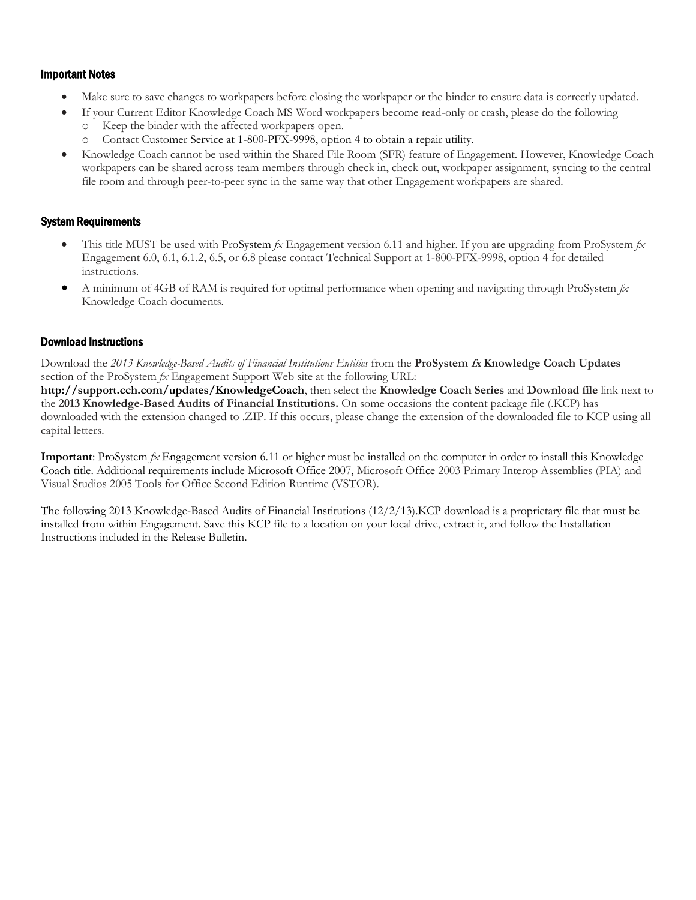### Important Notes

- Make sure to save changes to workpapers before closing the workpaper or the binder to ensure data is correctly updated.
- If your Current Editor Knowledge Coach MS Word workpapers become read-only or crash, please do the following
  - Keep the binder with the affected workpapers open.
  - Contact Customer Service at 1-800-PFX-9998, option 4 to obtain a repair utility.
- Knowledge Coach cannot be used within the Shared File Room (SFR) feature of Engagement. However, Knowledge Coach workpapers can be shared across team members through check in, check out, workpaper assignment, syncing to the central file room and through peer-to-peer sync in the same way that other Engagement workpapers are shared.

### System Requirements

- This title MUST be used with ProSystem *fx* Engagement version 6.11 and higher. If you are upgrading from ProSystem *fx* Engagement 6.0, 6.1, 6.1.2, 6.5, or 6.8 please contact Technical Support at 1-800-PFX-9998, option 4 for detailed instructions.
- A minimum of 4GB of RAM is required for optimal performance when opening and navigating through ProSystem *fx* Knowledge Coach documents.

### Download Instructions

Download the *2013 Knowledge-Based Audits of Financial Institutions Entities* from the **ProSystem *fx* Knowledge Coach Updates** section of the ProSystem *fx* Engagement Support Web site at the following URL: **http://support.cch.com/updates/KnowledgeCoach**, then select the **Knowledge Coach Series** and **Download file** link next to the **2013 Knowledge-Based Audits of Financial Institutions.** On some occasions the content package file (.KCP) has downloaded with the extension changed to .ZIP. If this occurs, please change the extension of the downloaded file to KCP using all capital letters.

**Important**: ProSystem *fx* Engagement version 6.11 or higher must be installed on the computer in order to install this Knowledge Coach title. Additional requirements include Microsoft Office 2007, Microsoft Office 2003 Primary Interop Assemblies (PIA) and Visual Studios 2005 Tools for Office Second Edition Runtime (VSTOR).

The following 2013 Knowledge-Based Audits of Financial Institutions (12/2/13).KCP download is a proprietary file that must be installed from within Engagement. Save this KCP file to a location on your local drive, extract it, and follow the Installation Instructions included in the Release Bulletin.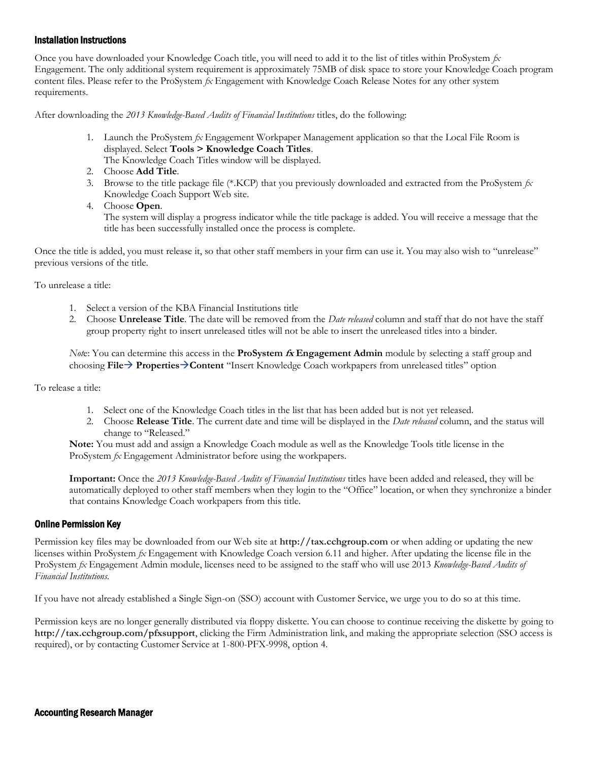## Installation Instructions

Once you have downloaded your Knowledge Coach title, you will need to add it to the list of titles within ProSystem *fx* Engagement. The only additional system requirement is approximately 75MB of disk space to store your Knowledge Coach program content files. Please refer to the ProSystem *fx* Engagement with Knowledge Coach Release Notes for any other system requirements.

After downloading the *2013 Knowledge-Based Audits of Financial Institutions* titles, do the following:

1. Launch the ProSystem *fx* Engagement Workpaper Management application so that the Local File Room is displayed. Select **Tools > Knowledge Coach Titles**.
   The Knowledge Coach Titles window will be displayed.
2. Choose **Add Title**.
3. Browse to the title package file (*.KCP) that you previously downloaded and extracted from the ProSystem *fx* Knowledge Coach Support Web site.
4. Choose **Open**.
   The system will display a progress indicator while the title package is added. You will receive a message that the title has been successfully installed once the process is complete.

Once the title is added, you must release it, so that other staff members in your firm can use it. You may also wish to "unrelease" previous versions of the title.

To unrelease a title:

1. Select a version of the KBA Financial Institutions title
2. Choose **Unrelease Title**. The date will be removed from the *Date released* column and staff that do not have the staff group property right to insert unreleased titles will not be able to insert the unreleased titles into a binder.

*Note*: You can determine this access in the **ProSystem *fx* Engagement Admin** module by selecting a staff group and choosing **File→ Properties→Content** "Insert Knowledge Coach workpapers from unreleased titles" option

To release a title:

1. Select one of the Knowledge Coach titles in the list that has been added but is not yet released.
2. Choose **Release Title**. The current date and time will be displayed in the *Date released* column, and the status will change to "Released."

**Note:** You must add and assign a Knowledge Coach module as well as the Knowledge Tools title license in the ProSystem *fx* Engagement Administrator before using the workpapers.

**Important:** Once the *2013 Knowledge-Based Audits of Financial Institutions* titles have been added and released, they will be automatically deployed to other staff members when they login to the "Office" location, or when they synchronize a binder that contains Knowledge Coach workpapers from this title.

## Online Permission Key

Permission key files may be downloaded from our Web site at **http://tax.cchgroup.com** or when adding or updating the new licenses within ProSystem *fx* Engagement with Knowledge Coach version 6.11 and higher. After updating the license file in the ProSystem *fx* Engagement Admin module, licenses need to be assigned to the staff who will use 2013 *Knowledge-Based Audits of Financial Institutions.*

If you have not already established a Single Sign-on (SSO) account with Customer Service, we urge you to do so at this time.

Permission keys are no longer generally distributed via floppy diskette. You can choose to continue receiving the diskette by going to **http://tax.cchgroup.com/pfxsupport**, clicking the Firm Administration link, and making the appropriate selection (SSO access is required), or by contacting Customer Service at 1-800-PFX-9998, option 4.

## Accounting Research Manager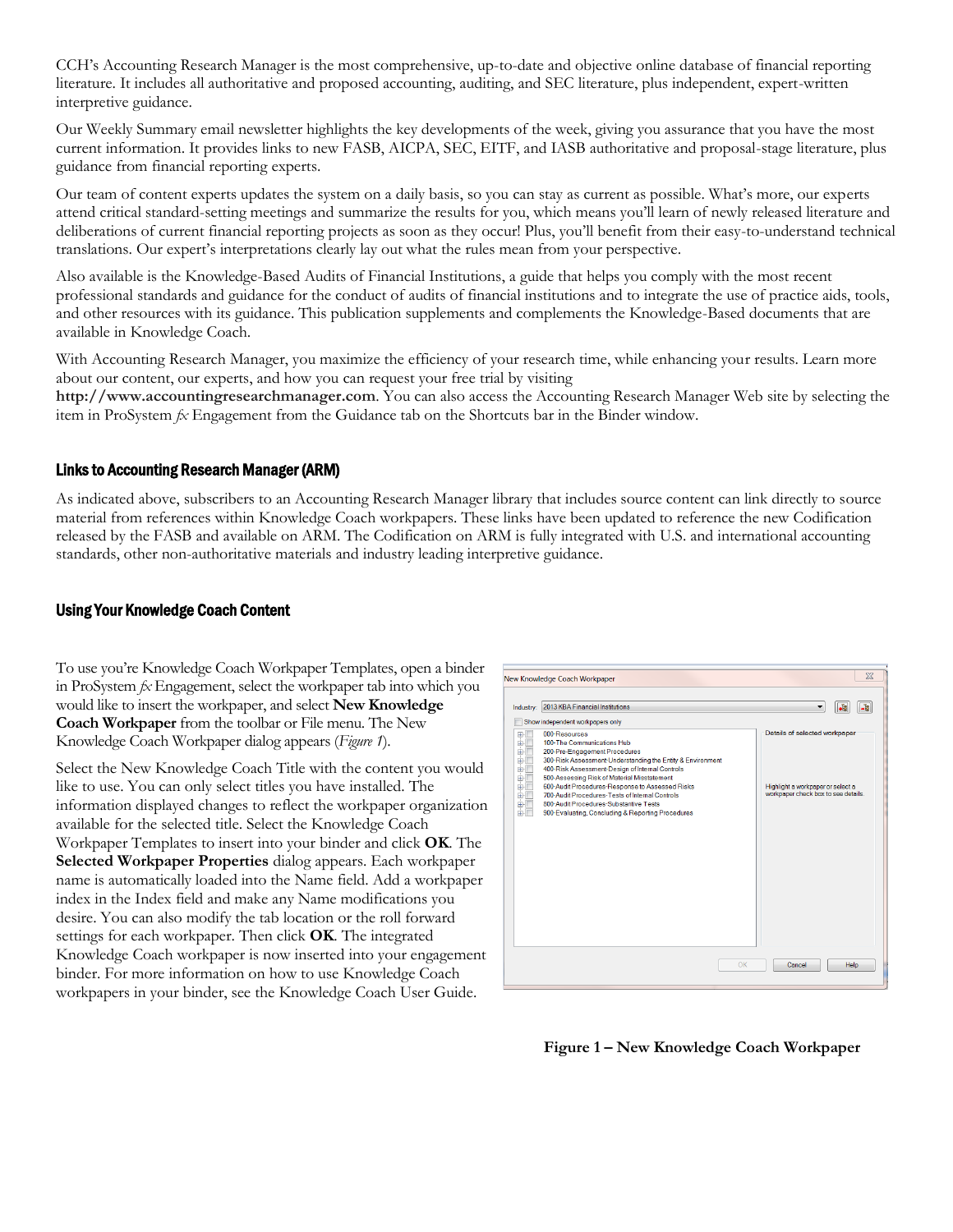CCH's Accounting Research Manager is the most comprehensive, up-to-date and objective online database of financial reporting literature. It includes all authoritative and proposed accounting, auditing, and SEC literature, plus independent, expert-written interpretive guidance.

Our Weekly Summary email newsletter highlights the key developments of the week, giving you assurance that you have the most current information. It provides links to new FASB, AICPA, SEC, EITF, and IASB authoritative and proposal-stage literature, plus guidance from financial reporting experts.

Our team of content experts updates the system on a daily basis, so you can stay as current as possible. What's more, our experts attend critical standard-setting meetings and summarize the results for you, which means you'll learn of newly released literature and deliberations of current financial reporting projects as soon as they occur! Plus, you'll benefit from their easy-to-understand technical translations. Our expert's interpretations clearly lay out what the rules mean from your perspective.

Also available is the Knowledge-Based Audits of Financial Institutions, a guide that helps you comply with the most recent professional standards and guidance for the conduct of audits of financial institutions and to integrate the use of practice aids, tools, and other resources with its guidance. This publication supplements and complements the Knowledge-Based documents that are available in Knowledge Coach.

With Accounting Research Manager, you maximize the efficiency of your research time, while enhancing your results. Learn more about our content, our experts, and how you can request your free trial by visiting **http://www.accountingresearchmanager.com**. You can also access the Accounting Research Manager Web site by selecting the item in ProSystem *fx* Engagement from the Guidance tab on the Shortcuts bar in the Binder window.

## Links to Accounting Research Manager (ARM)

As indicated above, subscribers to an Accounting Research Manager library that includes source content can link directly to source material from references within Knowledge Coach workpapers. These links have been updated to reference the new Codification released by the FASB and available on ARM. The Codification on ARM is fully integrated with U.S. and international accounting standards, other non-authoritative materials and industry leading interpretive guidance.

## Using Your Knowledge Coach Content

To use you're Knowledge Coach Workpaper Templates, open a binder in ProSystem *fx* Engagement, select the workpaper tab into which you would like to insert the workpaper, and select **New Knowledge Coach Workpaper** from the toolbar or File menu. The New Knowledge Coach Workpaper dialog appears (*Figure 1*).

Select the New Knowledge Coach Title with the content you would like to use. You can only select titles you have installed. The information displayed changes to reflect the workpaper organization available for the selected title. Select the Knowledge Coach Workpaper Templates to insert into your binder and click **OK**. The **Selected Workpaper Properties** dialog appears. Each workpaper name is automatically loaded into the Name field. Add a workpaper index in the Index field and make any Name modifications you desire. You can also modify the tab location or the roll forward settings for each workpaper. Then click **OK**. The integrated Knowledge Coach workpaper is now inserted into your engagement binder. For more information on how to use Knowledge Coach workpapers in your binder, see the Knowledge Coach User Guide.

**Figure 1 – New Knowledge Coach Workpaper**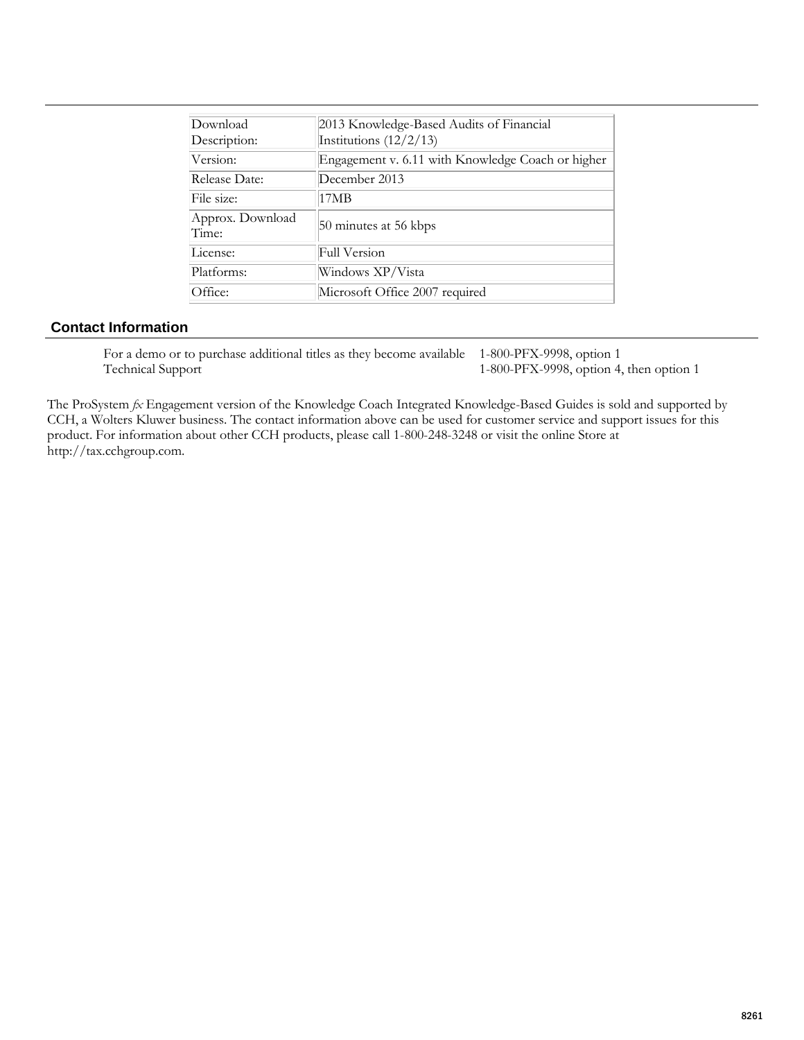| | |
|---|---|
| Download Description: | 2013 Knowledge-Based Audits of Financial Institutions (12/2/13) |
| Version: | Engagement v. 6.11 with Knowledge Coach or higher |
| Release Date: | December 2013 |
| File size: | 17MB |
| Approx. Download Time: | 50 minutes at 56 kbps |
| License: | Full Version |
| Platforms: | Windows XP/Vista |
| Office: | Microsoft Office 2007 required |

## Contact Information

| | |
|---|---|
| For a demo or to purchase additional titles as they become available | 1-800-PFX-9998, option 1 |
| Technical Support | 1-800-PFX-9998, option 4, then option 1 |

The ProSystem *fx* Engagement version of the Knowledge Coach Integrated Knowledge-Based Guides is sold and supported by CCH, a Wolters Kluwer business. The contact information above can be used for customer service and support issues for this product. For information about other CCH products, please call 1-800-248-3248 or visit the online Store at http://tax.cchgroup.com.